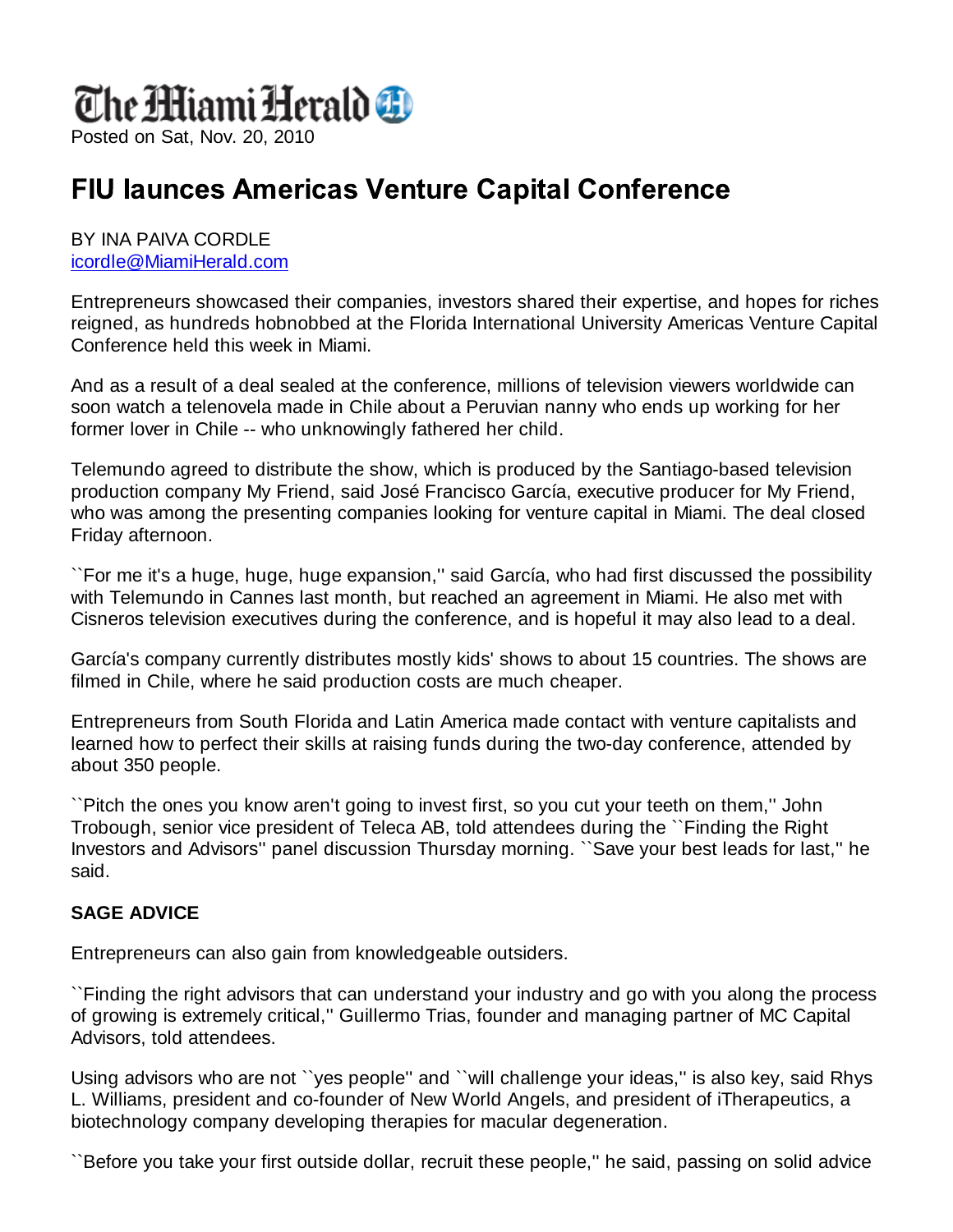The Miami Herald

Posted on Sat, Nov. 20, 2010

# FIU launces Americas Venture Capital Conference

BY INA PAIVA CORDLE
icordle@MiamiHerald.com

Entrepreneurs showcased their companies, investors shared their expertise, and hopes for riches reigned, as hundreds hobnobbed at the Florida International University Americas Venture Capital Conference held this week in Miami.

And as a result of a deal sealed at the conference, millions of television viewers worldwide can soon watch a telenovela made in Chile about a Peruvian nanny who ends up working for her former lover in Chile -- who unknowingly fathered her child.

Telemundo agreed to distribute the show, which is produced by the Santiago-based television production company My Friend, said José Francisco García, executive producer for My Friend, who was among the presenting companies looking for venture capital in Miami. The deal closed Friday afternoon.

``For me it's a huge, huge, huge expansion,'' said García, who had first discussed the possibility with Telemundo in Cannes last month, but reached an agreement in Miami. He also met with Cisneros television executives during the conference, and is hopeful it may also lead to a deal.

García's company currently distributes mostly kids' shows to about 15 countries. The shows are filmed in Chile, where he said production costs are much cheaper.

Entrepreneurs from South Florida and Latin America made contact with venture capitalists and learned how to perfect their skills at raising funds during the two-day conference, attended by about 350 people.

``Pitch the ones you know aren't going to invest first, so you cut your teeth on them,'' John Trobough, senior vice president of Teleca AB, told attendees during the ``Finding the Right Investors and Advisors'' panel discussion Thursday morning. ``Save your best leads for last,'' he said.

**SAGE ADVICE**

Entrepreneurs can also gain from knowledgeable outsiders.

``Finding the right advisors that can understand your industry and go with you along the process of growing is extremely critical,'' Guillermo Trias, founder and managing partner of MC Capital Advisors, told attendees.

Using advisors who are not ``yes people'' and ``will challenge your ideas,'' is also key, said Rhys L. Williams, president and co-founder of New World Angels, and president of iTherapeutics, a biotechnology company developing therapies for macular degeneration.

``Before you take your first outside dollar, recruit these people,'' he said, passing on solid advice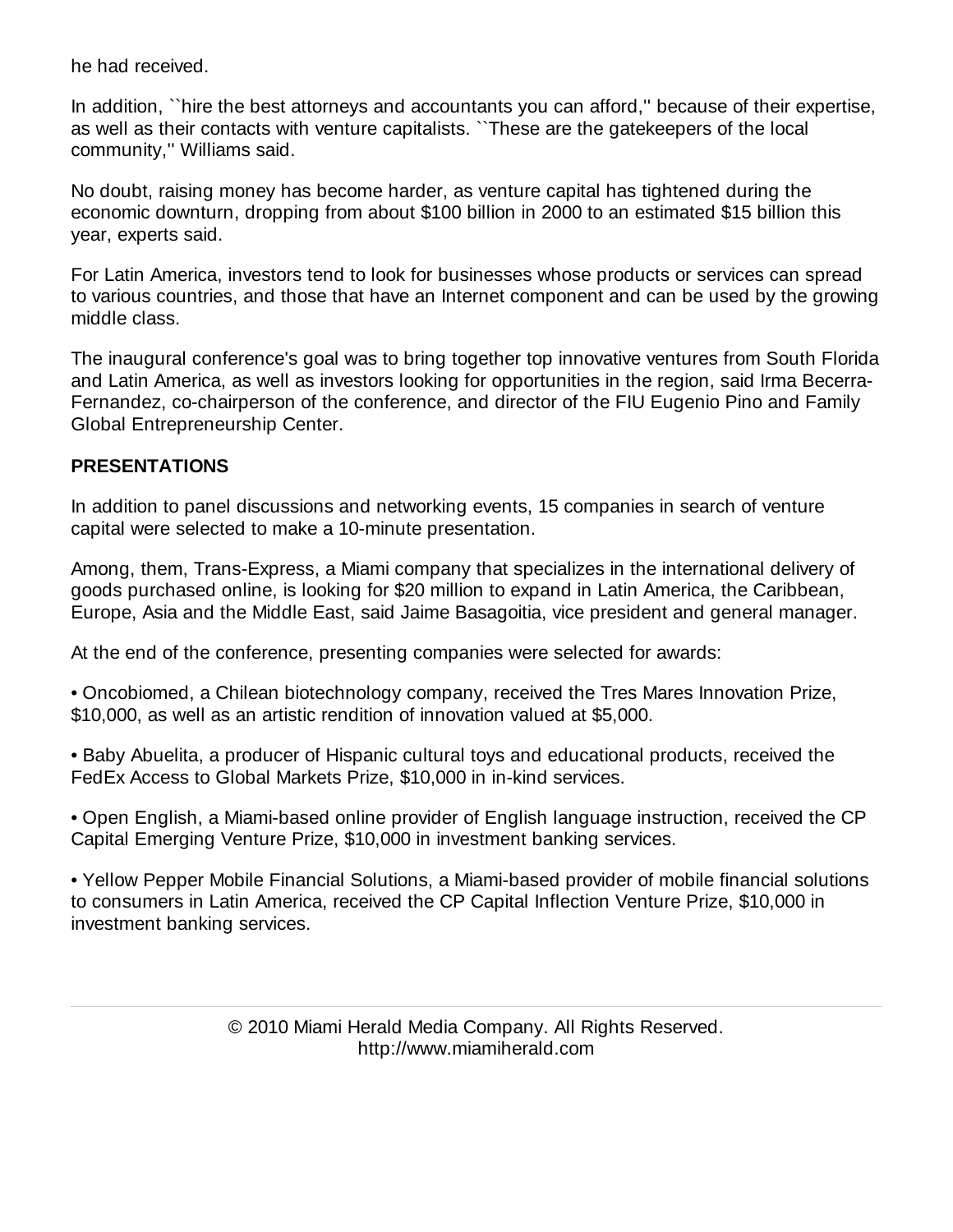he had received.

In addition, ``hire the best attorneys and accountants you can afford,'' because of their expertise, as well as their contacts with venture capitalists. ``These are the gatekeepers of the local community,'' Williams said.

No doubt, raising money has become harder, as venture capital has tightened during the economic downturn, dropping from about $100 billion in 2000 to an estimated $15 billion this year, experts said.

For Latin America, investors tend to look for businesses whose products or services can spread to various countries, and those that have an Internet component and can be used by the growing middle class.

The inaugural conference's goal was to bring together top innovative ventures from South Florida and Latin America, as well as investors looking for opportunities in the region, said Irma Becerra-Fernandez, co-chairperson of the conference, and director of the FIU Eugenio Pino and Family Global Entrepreneurship Center.

**PRESENTATIONS**

In addition to panel discussions and networking events, 15 companies in search of venture capital were selected to make a 10-minute presentation.

Among, them, Trans-Express, a Miami company that specializes in the international delivery of goods purchased online, is looking for $20 million to expand in Latin America, the Caribbean, Europe, Asia and the Middle East, said Jaime Basagoitia, vice president and general manager.

At the end of the conference, presenting companies were selected for awards:

• Oncobiomed, a Chilean biotechnology company, received the Tres Mares Innovation Prize, $10,000, as well as an artistic rendition of innovation valued at $5,000.

• Baby Abuelita, a producer of Hispanic cultural toys and educational products, received the FedEx Access to Global Markets Prize, $10,000 in in-kind services.

• Open English, a Miami-based online provider of English language instruction, received the CP Capital Emerging Venture Prize, $10,000 in investment banking services.

• Yellow Pepper Mobile Financial Solutions, a Miami-based provider of mobile financial solutions to consumers in Latin America, received the CP Capital Inflection Venture Prize, $10,000 in investment banking services.

© 2010 Miami Herald Media Company. All Rights Reserved.
http://www.miamiherald.com